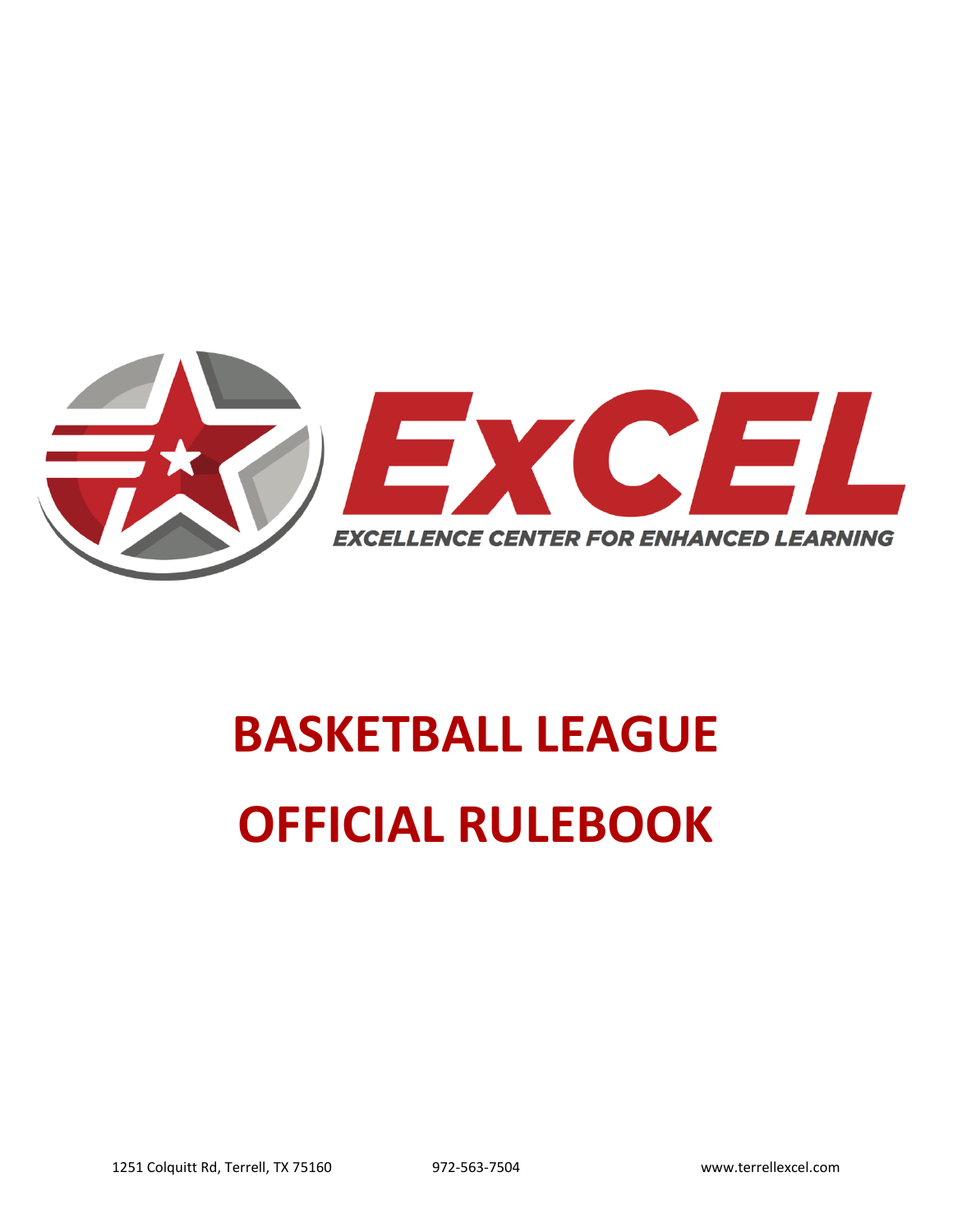ExCEL

EXCELLENCE CENTER FOR ENHANCED LEARNING

# BASKETBALL LEAGUE

# OFFICIAL RULEBOOK

1251 Colquitt Rd, Terrell, TX 75160 972-563-7504 www.terrellexcel.com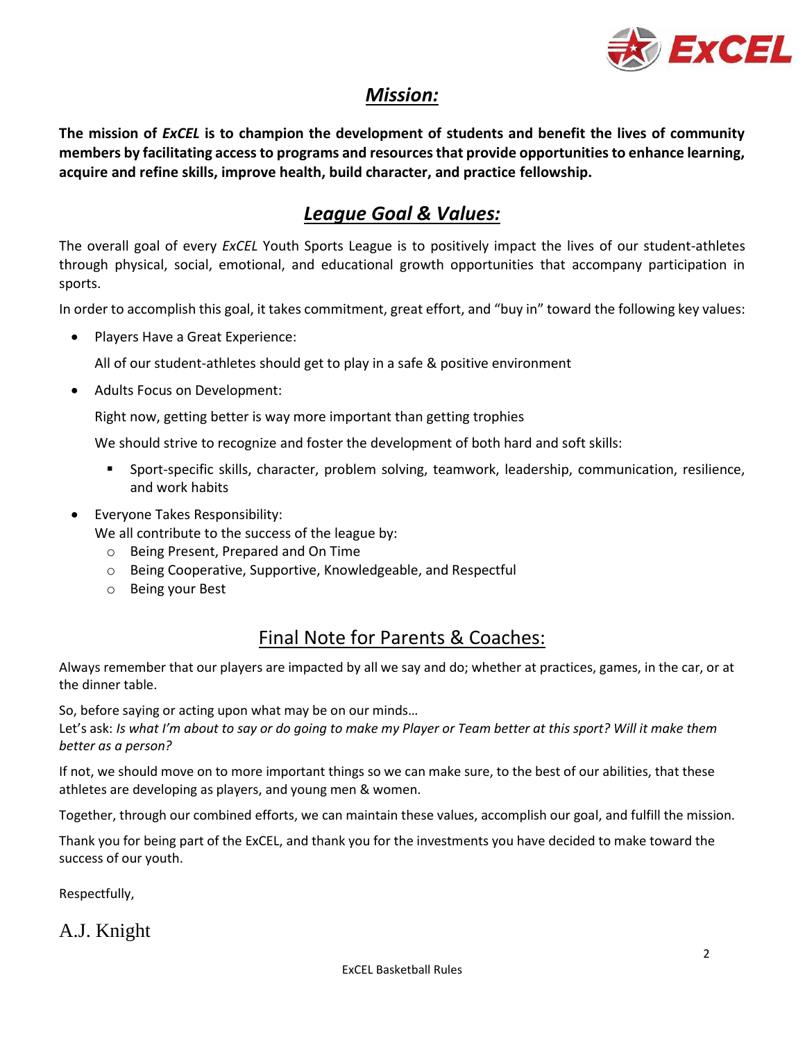## *Mission:*

**The mission of *ExCEL* is to champion the development of students and benefit the lives of community members by facilitating access to programs and resources that provide opportunities to enhance learning, acquire and refine skills, improve health, build character, and practice fellowship.**

## *League Goal & Values:*

The overall goal of every *ExCEL* Youth Sports League is to positively impact the lives of our student-athletes through physical, social, emotional, and educational growth opportunities that accompany participation in sports.

In order to accomplish this goal, it takes commitment, great effort, and "buy in" toward the following key values:

- Players Have a Great Experience:

  All of our student-athletes should get to play in a safe & positive environment

- Adults Focus on Development:

  Right now, getting better is way more important than getting trophies

  We should strive to recognize and foster the development of both hard and soft skills:

  - Sport-specific skills, character, problem solving, teamwork, leadership, communication, resilience, and work habits

- Everyone Takes Responsibility:
  We all contribute to the success of the league by:
  - Being Present, Prepared and On Time
  - Being Cooperative, Supportive, Knowledgeable, and Respectful
  - Being your Best

## Final Note for Parents & Coaches:

Always remember that our players are impacted by all we say and do; whether at practices, games, in the car, or at the dinner table.

So, before saying or acting upon what may be on our minds…
Let's ask: *Is what I'm about to say or do going to make my Player or Team better at this sport? Will it make them better as a person?*

If not, we should move on to more important things so we can make sure, to the best of our abilities, that these athletes are developing as players, and young men & women.

Together, through our combined efforts, we can maintain these values, accomplish our goal, and fulfill the mission.

Thank you for being part of the ExCEL, and thank you for the investments you have decided to make toward the success of our youth.

Respectfully,

A.J. Knight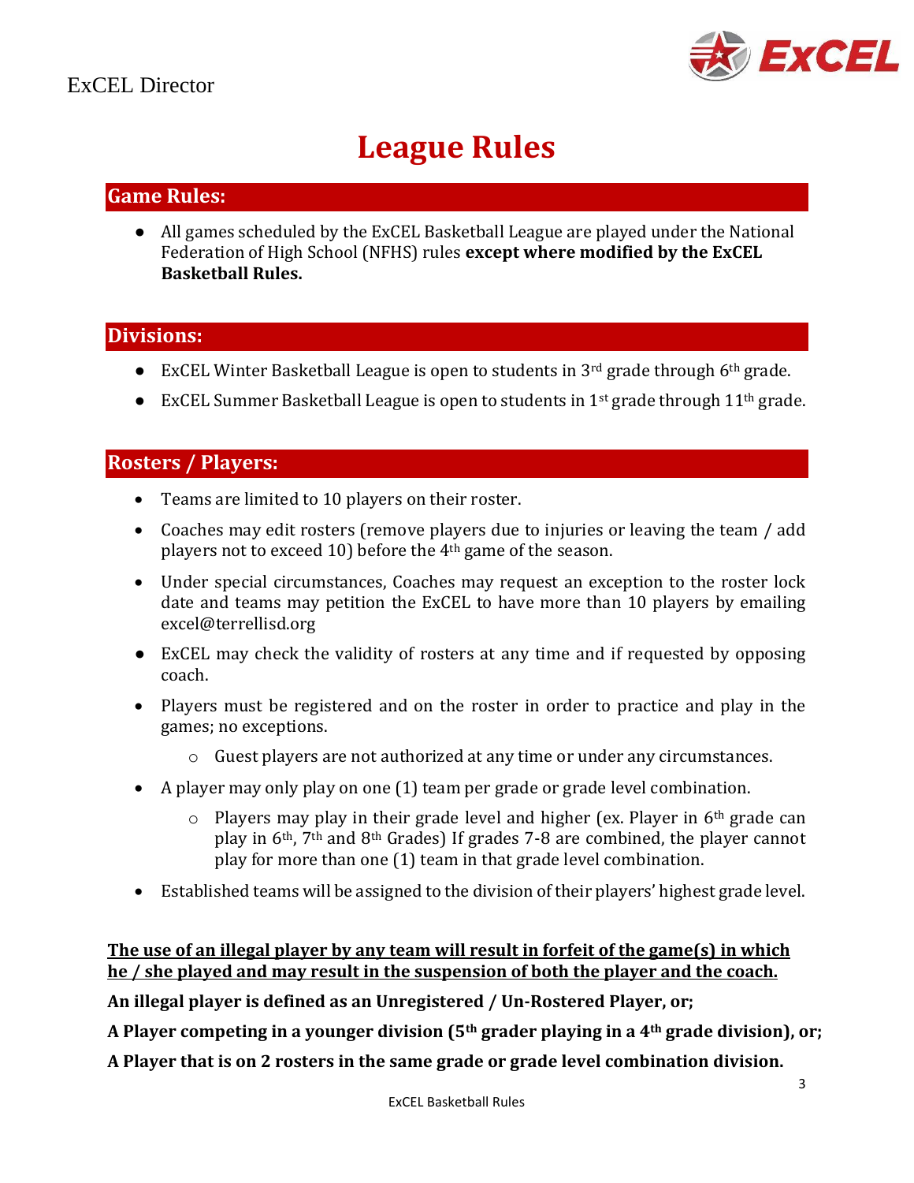# League Rules

## Game Rules:

- All games scheduled by the ExCEL Basketball League are played under the National Federation of High School (NFHS) rules **except where modified by the ExCEL Basketball Rules.**

## Divisions:

- ExCEL Winter Basketball League is open to students in 3rd grade through 6th grade.
- ExCEL Summer Basketball League is open to students in 1st grade through 11th grade.

## Rosters / Players:

- Teams are limited to 10 players on their roster.
- Coaches may edit rosters (remove players due to injuries or leaving the team / add players not to exceed 10) before the 4th game of the season.
- Under special circumstances, Coaches may request an exception to the roster lock date and teams may petition the ExCEL to have more than 10 players by emailing excel@terrellisd.org
- ExCEL may check the validity of rosters at any time and if requested by opposing coach.
- Players must be registered and on the roster in order to practice and play in the games; no exceptions.
  - Guest players are not authorized at any time or under any circumstances.
- A player may only play on one (1) team per grade or grade level combination.
  - Players may play in their grade level and higher (ex. Player in 6th grade can play in 6th, 7th and 8th Grades) If grades 7-8 are combined, the player cannot play for more than one (1) team in that grade level combination.
- Established teams will be assigned to the division of their players' highest grade level.

**The use of an illegal player by any team will result in forfeit of the game(s) in which he / she played and may result in the suspension of both the player and the coach.**

**An illegal player is defined as an Unregistered / Un-Rostered Player, or;**

**A Player competing in a younger division (5th grader playing in a 4th grade division), or;**

**A Player that is on 2 rosters in the same grade or grade level combination division.**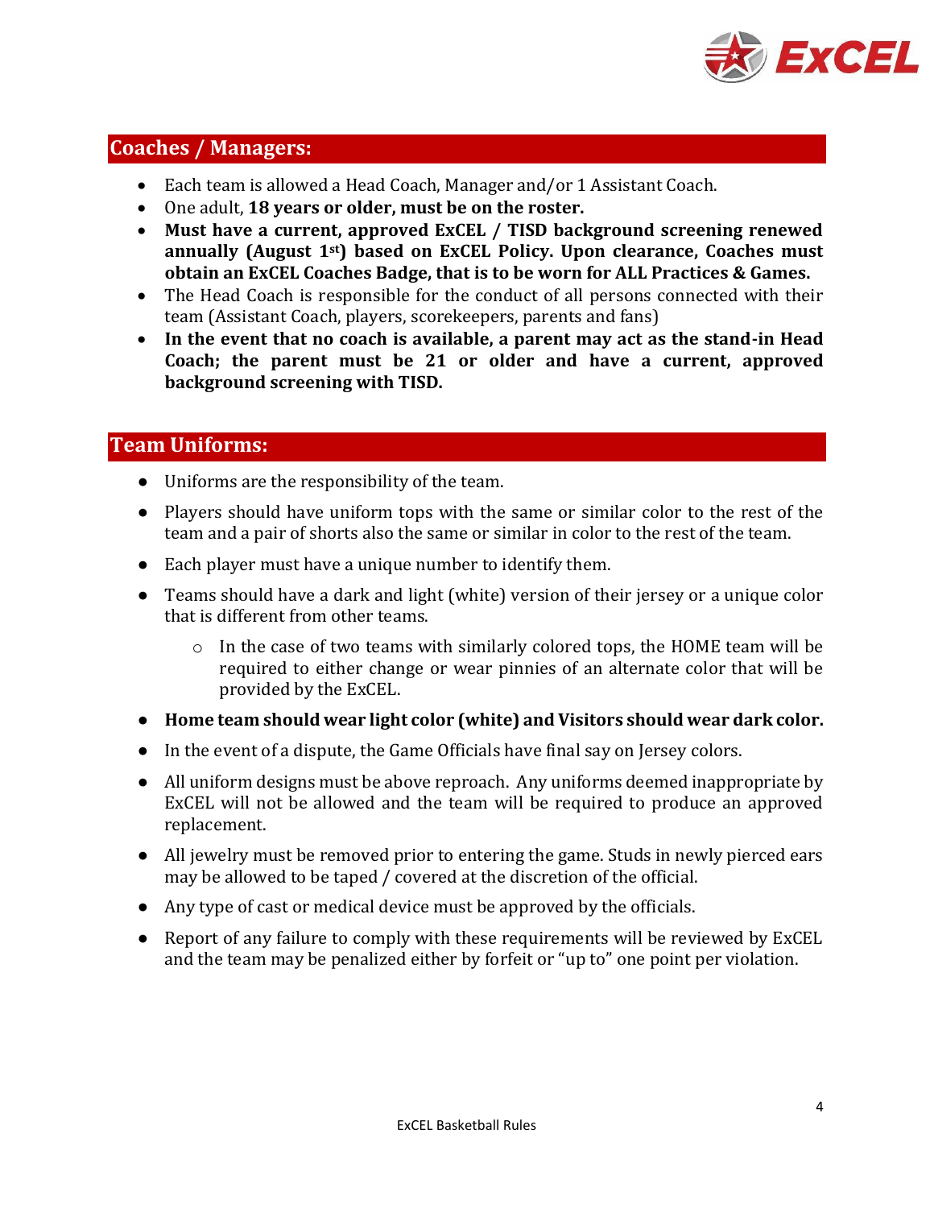## Coaches / Managers:

- Each team is allowed a Head Coach, Manager and/or 1 Assistant Coach.
- One adult, **18 years or older, must be on the roster.**
- **Must have a current, approved ExCEL / TISD background screening renewed annually (August 1st) based on ExCEL Policy. Upon clearance, Coaches must obtain an ExCEL Coaches Badge, that is to be worn for ALL Practices & Games.**
- The Head Coach is responsible for the conduct of all persons connected with their team (Assistant Coach, players, scorekeepers, parents and fans)
- **In the event that no coach is available, a parent may act as the stand-in Head Coach; the parent must be 21 or older and have a current, approved background screening with TISD.**

## Team Uniforms:

- Uniforms are the responsibility of the team.
- Players should have uniform tops with the same or similar color to the rest of the team and a pair of shorts also the same or similar in color to the rest of the team.
- Each player must have a unique number to identify them.
- Teams should have a dark and light (white) version of their jersey or a unique color that is different from other teams.
    - In the case of two teams with similarly colored tops, the HOME team will be required to either change or wear pinnies of an alternate color that will be provided by the ExCEL.
- **Home team should wear light color (white) and Visitors should wear dark color.**
- In the event of a dispute, the Game Officials have final say on Jersey colors.
- All uniform designs must be above reproach. Any uniforms deemed inappropriate by ExCEL will not be allowed and the team will be required to produce an approved replacement.
- All jewelry must be removed prior to entering the game. Studs in newly pierced ears may be allowed to be taped / covered at the discretion of the official.
- Any type of cast or medical device must be approved by the officials.
- Report of any failure to comply with these requirements will be reviewed by ExCEL and the team may be penalized either by forfeit or "up to" one point per violation.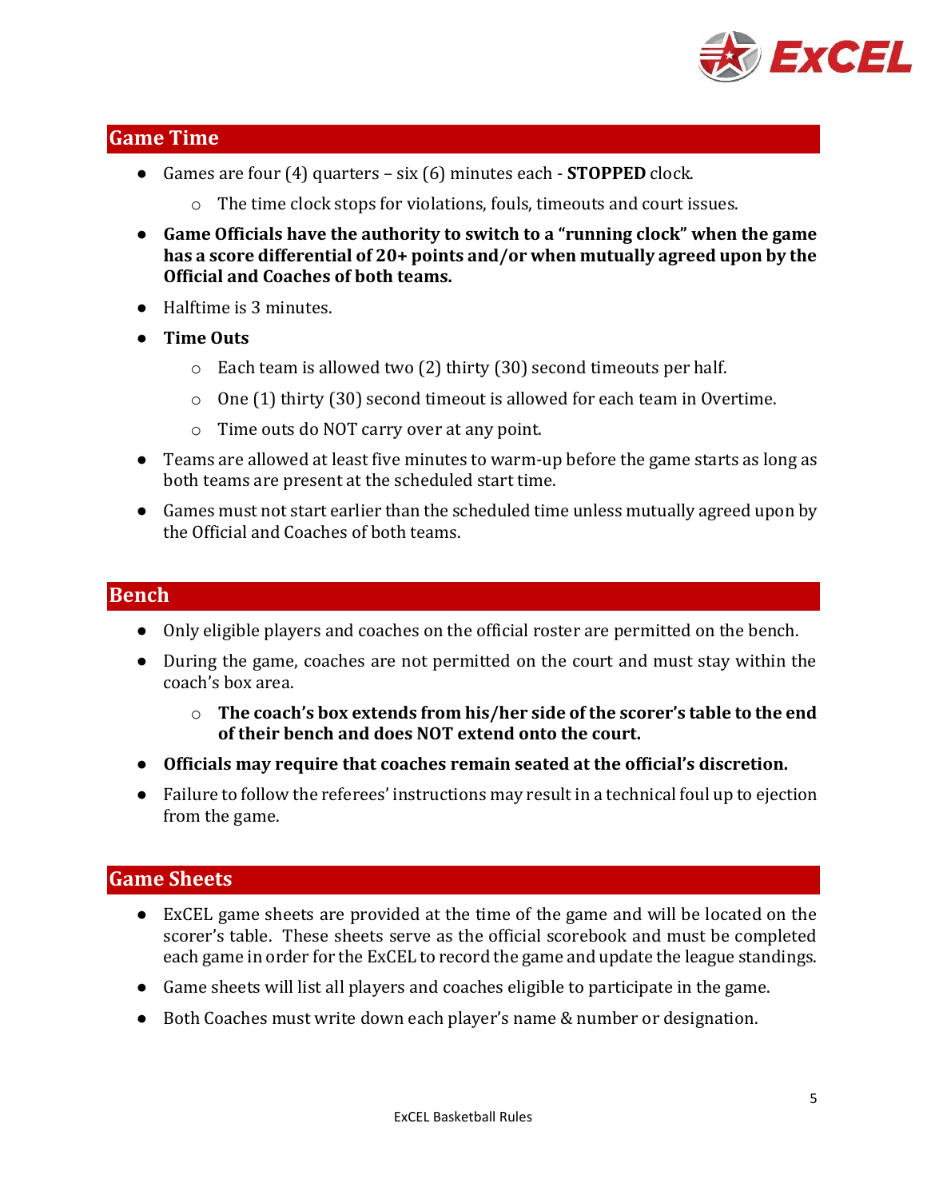## Game Time

- Games are four (4) quarters – six (6) minutes each - **STOPPED** clock.
  - The time clock stops for violations, fouls, timeouts and court issues.
- **Game Officials have the authority to switch to a "running clock" when the game has a score differential of 20+ points and/or when mutually agreed upon by the Official and Coaches of both teams.**
- Halftime is 3 minutes.
- **Time Outs**
  - Each team is allowed two (2) thirty (30) second timeouts per half.
  - One (1) thirty (30) second timeout is allowed for each team in Overtime.
  - Time outs do NOT carry over at any point.
- Teams are allowed at least five minutes to warm-up before the game starts as long as both teams are present at the scheduled start time.
- Games must not start earlier than the scheduled time unless mutually agreed upon by the Official and Coaches of both teams.

## Bench

- Only eligible players and coaches on the official roster are permitted on the bench.
- During the game, coaches are not permitted on the court and must stay within the coach's box area.
  - **The coach's box extends from his/her side of the scorer's table to the end of their bench and does NOT extend onto the court.**
- **Officials may require that coaches remain seated at the official's discretion.**
- Failure to follow the referees' instructions may result in a technical foul up to ejection from the game.

## Game Sheets

- ExCEL game sheets are provided at the time of the game and will be located on the scorer's table. These sheets serve as the official scorebook and must be completed each game in order for the ExCEL to record the game and update the league standings.
- Game sheets will list all players and coaches eligible to participate in the game.
- Both Coaches must write down each player's name & number or designation.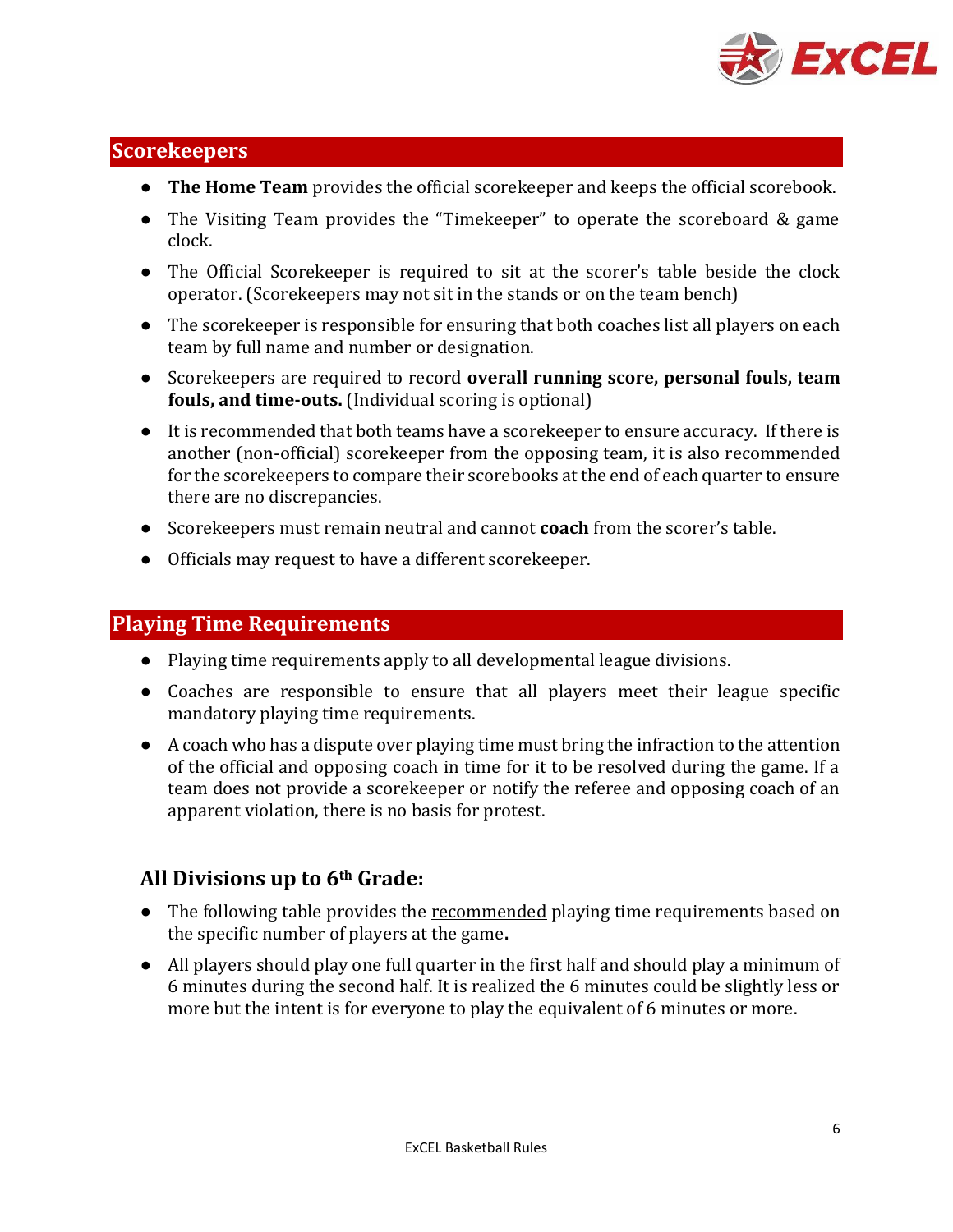## Scorekeepers

- **The Home Team** provides the official scorekeeper and keeps the official scorebook.
- The Visiting Team provides the "Timekeeper" to operate the scoreboard & game clock.
- The Official Scorekeeper is required to sit at the scorer's table beside the clock operator. (Scorekeepers may not sit in the stands or on the team bench)
- The scorekeeper is responsible for ensuring that both coaches list all players on each team by full name and number or designation.
- Scorekeepers are required to record **overall running score, personal fouls, team fouls, and time-outs.** (Individual scoring is optional)
- It is recommended that both teams have a scorekeeper to ensure accuracy. If there is another (non-official) scorekeeper from the opposing team, it is also recommended for the scorekeepers to compare their scorebooks at the end of each quarter to ensure there are no discrepancies.
- Scorekeepers must remain neutral and cannot **coach** from the scorer's table.
- Officials may request to have a different scorekeeper.

## Playing Time Requirements

- Playing time requirements apply to all developmental league divisions.
- Coaches are responsible to ensure that all players meet their league specific mandatory playing time requirements.
- A coach who has a dispute over playing time must bring the infraction to the attention of the official and opposing coach in time for it to be resolved during the game. If a team does not provide a scorekeeper or notify the referee and opposing coach of an apparent violation, there is no basis for protest.

### All Divisions up to 6th Grade:

- The following table provides the recommended playing time requirements based on the specific number of players at the game.
- All players should play one full quarter in the first half and should play a minimum of 6 minutes during the second half. It is realized the 6 minutes could be slightly less or more but the intent is for everyone to play the equivalent of 6 minutes or more.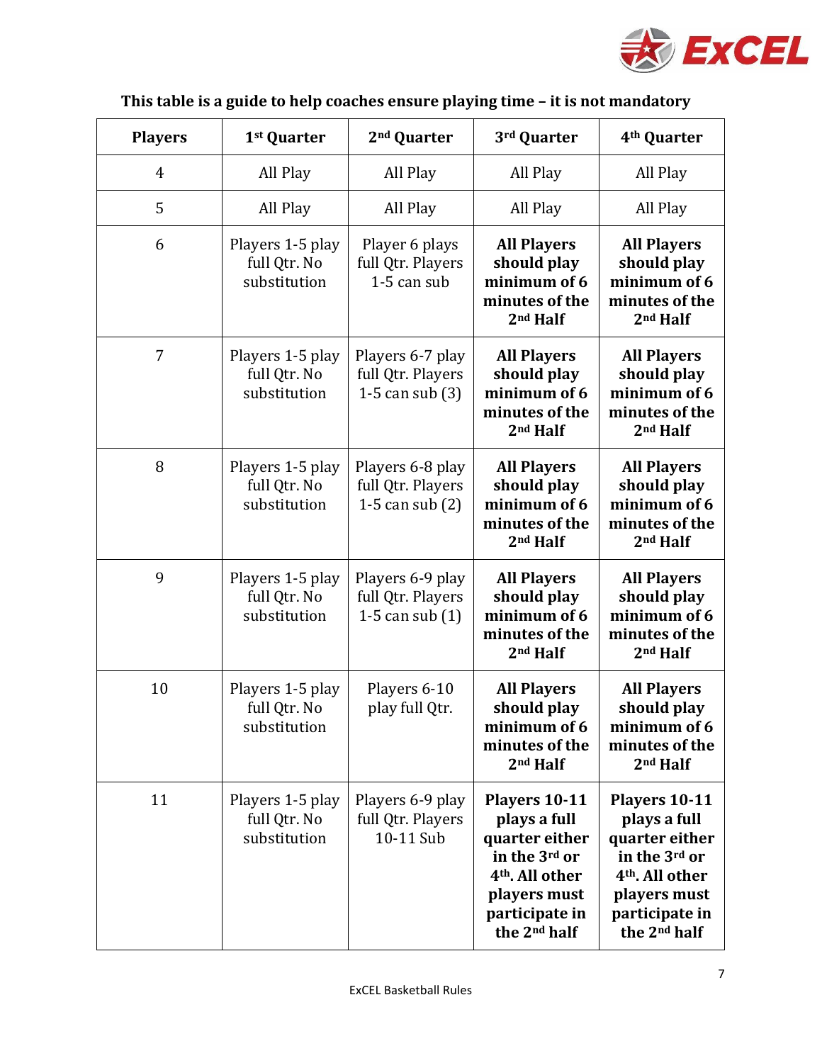**This table is a guide to help coaches ensure playing time – it is not mandatory**

| Players | 1st Quarter | 2nd Quarter | 3rd Quarter | 4th Quarter |
|---|---|---|---|---|
| 4 | All Play | All Play | All Play | All Play |
| 5 | All Play | All Play | All Play | All Play |
| 6 | Players 1-5 play full Qtr. No substitution | Player 6 plays full Qtr. Players 1-5 can sub | **All Players should play minimum of 6 minutes of the 2nd Half** | **All Players should play minimum of 6 minutes of the 2nd Half** |
| 7 | Players 1-5 play full Qtr. No substitution | Players 6-7 play full Qtr. Players 1-5 can sub (3) | **All Players should play minimum of 6 minutes of the 2nd Half** | **All Players should play minimum of 6 minutes of the 2nd Half** |
| 8 | Players 1-5 play full Qtr. No substitution | Players 6-8 play full Qtr. Players 1-5 can sub (2) | **All Players should play minimum of 6 minutes of the 2nd Half** | **All Players should play minimum of 6 minutes of the 2nd Half** |
| 9 | Players 1-5 play full Qtr. No substitution | Players 6-9 play full Qtr. Players 1-5 can sub (1) | **All Players should play minimum of 6 minutes of the 2nd Half** | **All Players should play minimum of 6 minutes of the 2nd Half** |
| 10 | Players 1-5 play full Qtr. No substitution | Players 6-10 play full Qtr. | **All Players should play minimum of 6 minutes of the 2nd Half** | **All Players should play minimum of 6 minutes of the 2nd Half** |
| 11 | Players 1-5 play full Qtr. No substitution | Players 6-9 play full Qtr. Players 10-11 Sub | **Players 10-11 plays a full quarter either in the 3rd or 4th. All other players must participate in the 2nd half** | **Players 10-11 plays a full quarter either in the 3rd or 4th. All other players must participate in the 2nd half** |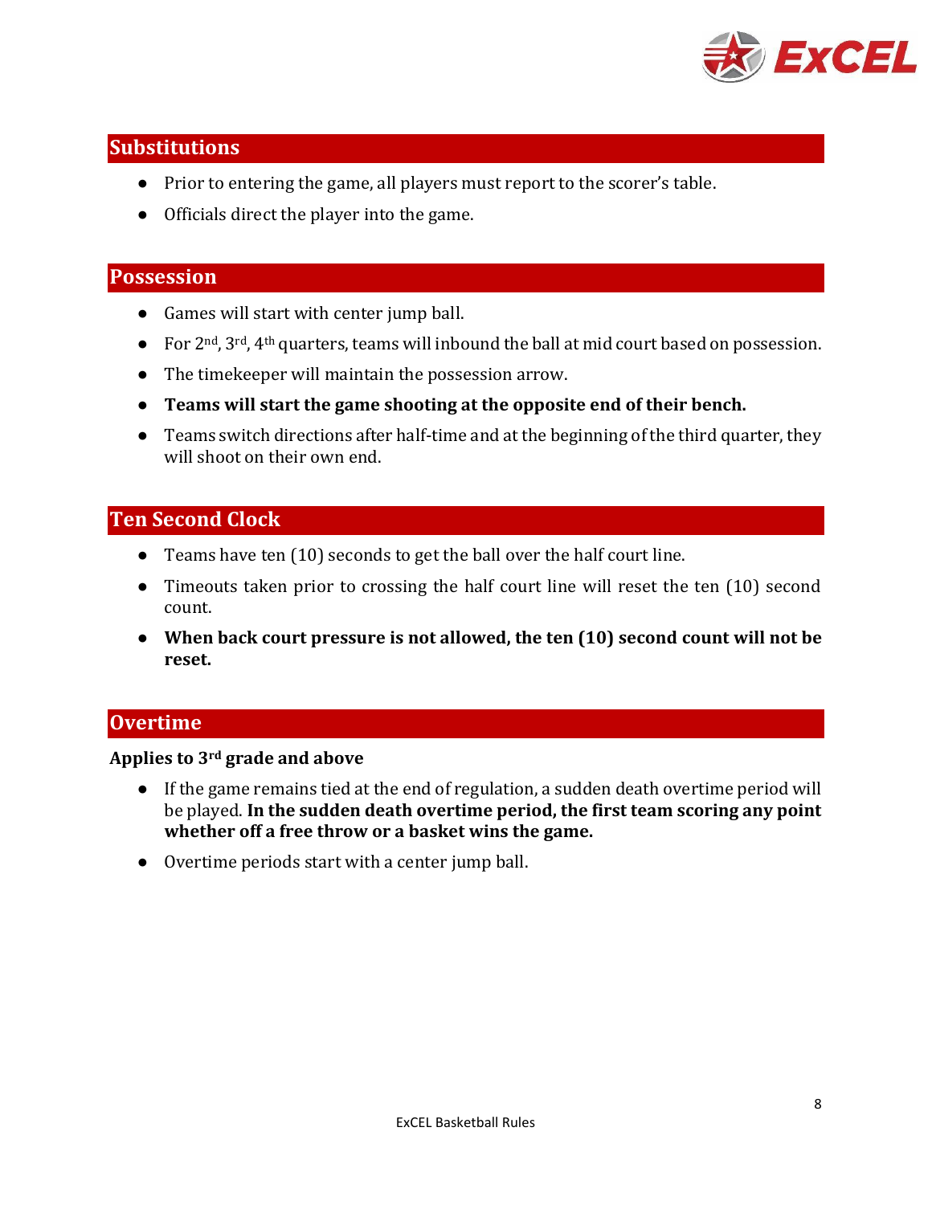## Substitutions

- Prior to entering the game, all players must report to the scorer's table.
- Officials direct the player into the game.

## Possession

- Games will start with center jump ball.
- For 2nd, 3rd, 4th quarters, teams will inbound the ball at mid court based on possession.
- The timekeeper will maintain the possession arrow.
- **Teams will start the game shooting at the opposite end of their bench.**
- Teams switch directions after half-time and at the beginning of the third quarter, they will shoot on their own end.

## Ten Second Clock

- Teams have ten (10) seconds to get the ball over the half court line.
- Timeouts taken prior to crossing the half court line will reset the ten (10) second count.
- **When back court pressure is not allowed, the ten (10) second count will not be reset.**

## Overtime

**Applies to 3rd grade and above**

- If the game remains tied at the end of regulation, a sudden death overtime period will be played. **In the sudden death overtime period, the first team scoring any point whether off a free throw or a basket wins the game.**
- Overtime periods start with a center jump ball.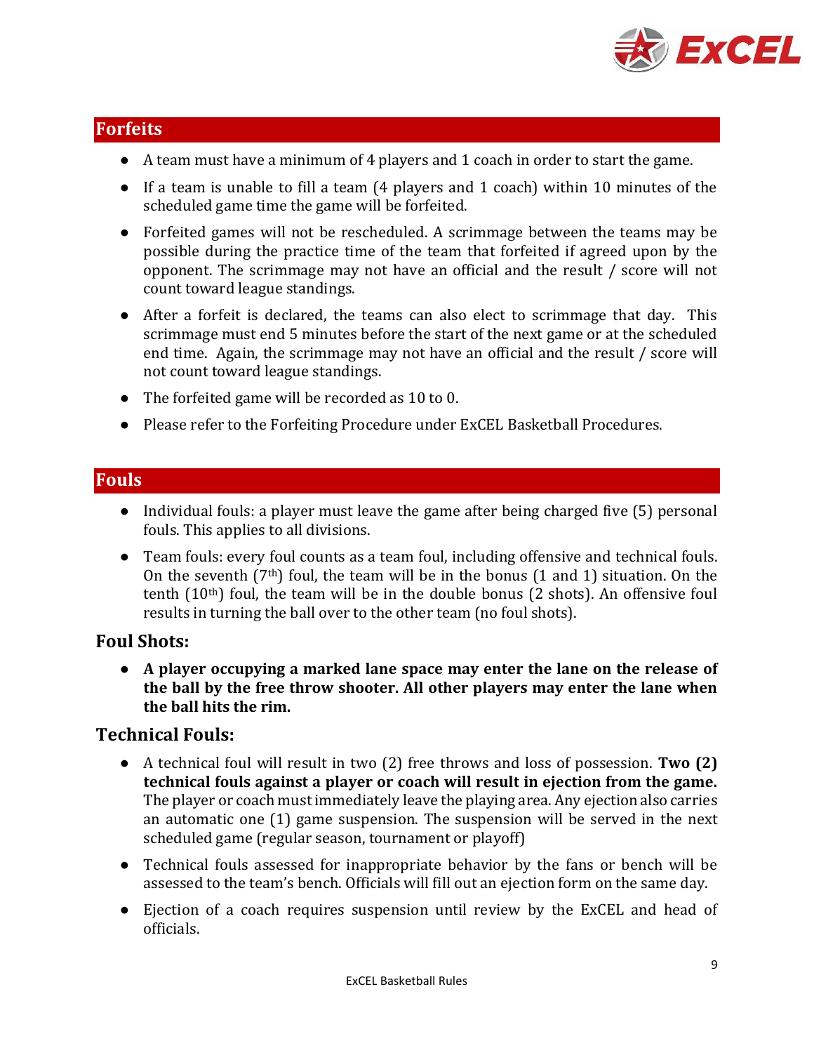## Forfeits

- A team must have a minimum of 4 players and 1 coach in order to start the game.
- If a team is unable to fill a team (4 players and 1 coach) within 10 minutes of the scheduled game time the game will be forfeited.
- Forfeited games will not be rescheduled. A scrimmage between the teams may be possible during the practice time of the team that forfeited if agreed upon by the opponent. The scrimmage may not have an official and the result / score will not count toward league standings.
- After a forfeit is declared, the teams can also elect to scrimmage that day. This scrimmage must end 5 minutes before the start of the next game or at the scheduled end time. Again, the scrimmage may not have an official and the result / score will not count toward league standings.
- The forfeited game will be recorded as 10 to 0.
- Please refer to the Forfeiting Procedure under ExCEL Basketball Procedures.

## Fouls

- Individual fouls: a player must leave the game after being charged five (5) personal fouls. This applies to all divisions.
- Team fouls: every foul counts as a team foul, including offensive and technical fouls. On the seventh (7th) foul, the team will be in the bonus (1 and 1) situation. On the tenth (10th) foul, the team will be in the double bonus (2 shots). An offensive foul results in turning the ball over to the other team (no foul shots).

### Foul Shots:

- **A player occupying a marked lane space may enter the lane on the release of the ball by the free throw shooter. All other players may enter the lane when the ball hits the rim.**

### Technical Fouls:

- A technical foul will result in two (2) free throws and loss of possession. **Two (2) technical fouls against a player or coach will result in ejection from the game.** The player or coach must immediately leave the playing area. Any ejection also carries an automatic one (1) game suspension. The suspension will be served in the next scheduled game (regular season, tournament or playoff)
- Technical fouls assessed for inappropriate behavior by the fans or bench will be assessed to the team's bench. Officials will fill out an ejection form on the same day.
- Ejection of a coach requires suspension until review by the ExCEL and head of officials.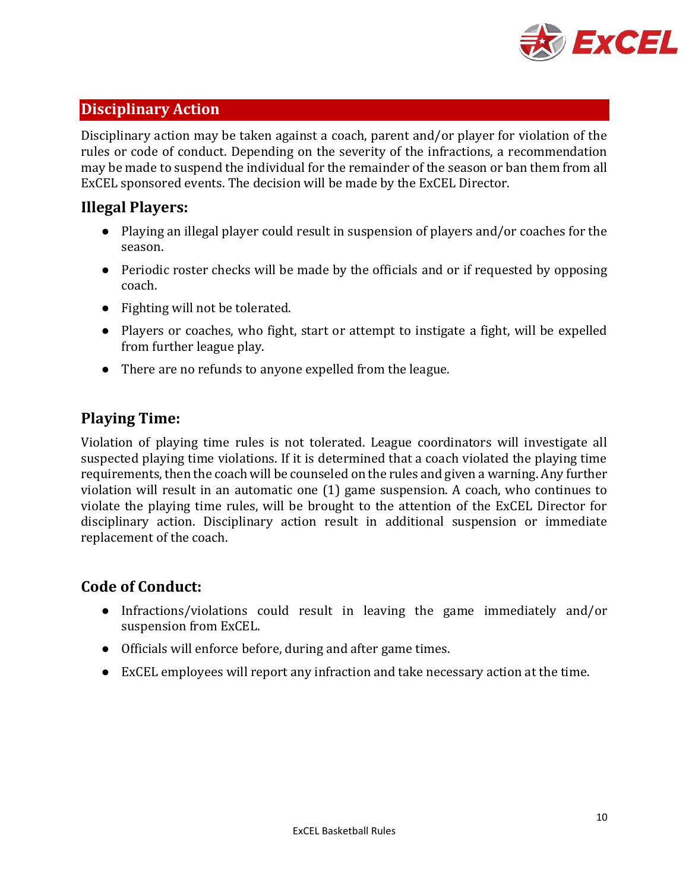## Disciplinary Action

Disciplinary action may be taken against a coach, parent and/or player for violation of the rules or code of conduct. Depending on the severity of the infractions, a recommendation may be made to suspend the individual for the remainder of the season or ban them from all ExCEL sponsored events. The decision will be made by the ExCEL Director.

### Illegal Players:

- Playing an illegal player could result in suspension of players and/or coaches for the season.
- Periodic roster checks will be made by the officials and or if requested by opposing coach.
- Fighting will not be tolerated.
- Players or coaches, who fight, start or attempt to instigate a fight, will be expelled from further league play.
- There are no refunds to anyone expelled from the league.

### Playing Time:

Violation of playing time rules is not tolerated. League coordinators will investigate all suspected playing time violations. If it is determined that a coach violated the playing time requirements, then the coach will be counseled on the rules and given a warning. Any further violation will result in an automatic one (1) game suspension. A coach, who continues to violate the playing time rules, will be brought to the attention of the ExCEL Director for disciplinary action. Disciplinary action result in additional suspension or immediate replacement of the coach.

### Code of Conduct:

- Infractions/violations could result in leaving the game immediately and/or suspension from ExCEL.
- Officials will enforce before, during and after game times.
- ExCEL employees will report any infraction and take necessary action at the time.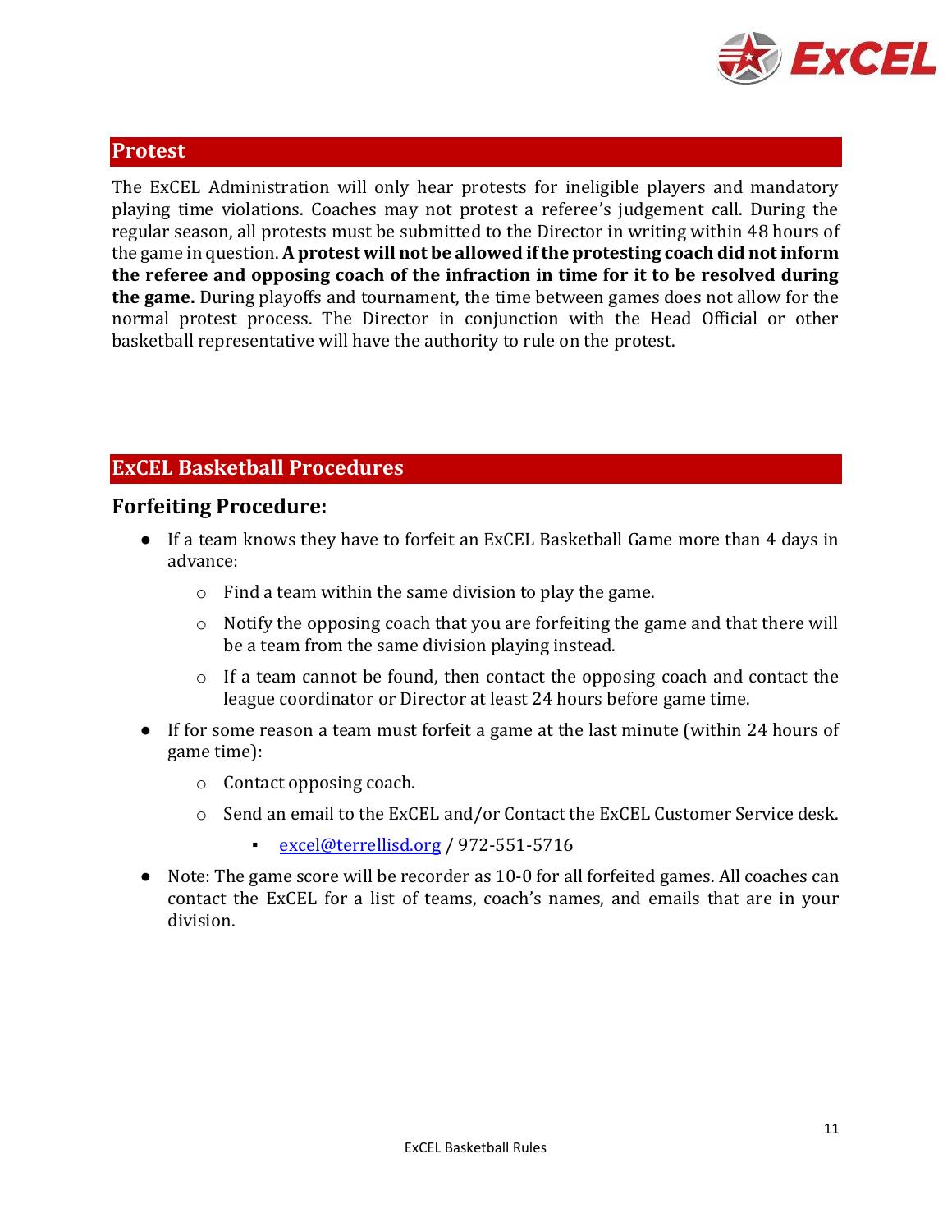## Protest

The ExCEL Administration will only hear protests for ineligible players and mandatory playing time violations. Coaches may not protest a referee's judgement call. During the regular season, all protests must be submitted to the Director in writing within 48 hours of the game in question. **A protest will not be allowed if the protesting coach did not inform the referee and opposing coach of the infraction in time for it to be resolved during the game.** During playoffs and tournament, the time between games does not allow for the normal protest process. The Director in conjunction with the Head Official or other basketball representative will have the authority to rule on the protest.

## ExCEL Basketball Procedures

### Forfeiting Procedure:

- If a team knows they have to forfeit an ExCEL Basketball Game more than 4 days in advance:
  - Find a team within the same division to play the game.
  - Notify the opposing coach that you are forfeiting the game and that there will be a team from the same division playing instead.
  - If a team cannot be found, then contact the opposing coach and contact the league coordinator or Director at least 24 hours before game time.
- If for some reason a team must forfeit a game at the last minute (within 24 hours of game time):
  - Contact opposing coach.
  - Send an email to the ExCEL and/or Contact the ExCEL Customer Service desk.
    - excel@terrellisd.org / 972-551-5716
- Note: The game score will be recorder as 10-0 for all forfeited games. All coaches can contact the ExCEL for a list of teams, coach's names, and emails that are in your division.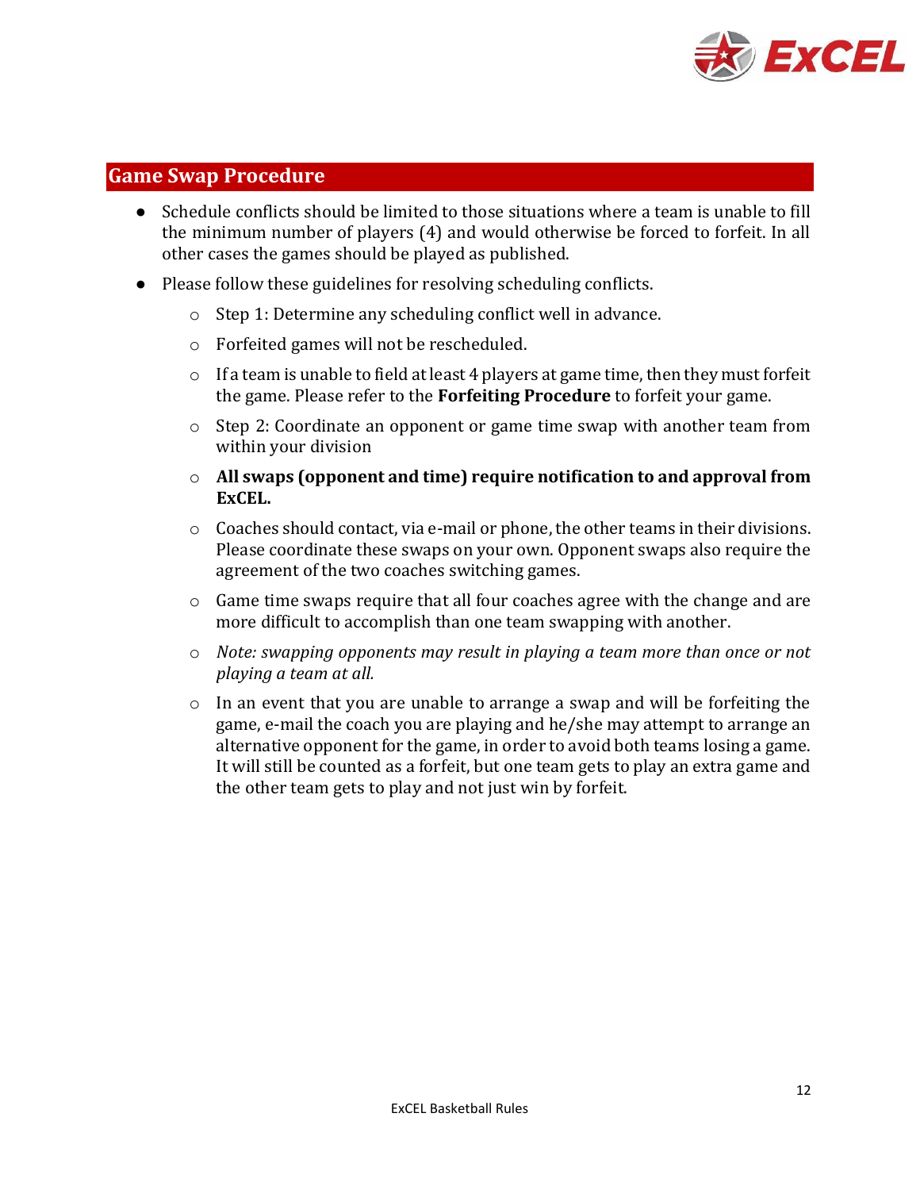## Game Swap Procedure

- Schedule conflicts should be limited to those situations where a team is unable to fill the minimum number of players (4) and would otherwise be forced to forfeit. In all other cases the games should be played as published.
- Please follow these guidelines for resolving scheduling conflicts.
    - Step 1: Determine any scheduling conflict well in advance.
    - Forfeited games will not be rescheduled.
    - If a team is unable to field at least 4 players at game time, then they must forfeit the game. Please refer to the **Forfeiting Procedure** to forfeit your game.
    - Step 2: Coordinate an opponent or game time swap with another team from within your division
    - **All swaps (opponent and time) require notification to and approval from ExCEL.**
    - Coaches should contact, via e-mail or phone, the other teams in their divisions. Please coordinate these swaps on your own. Opponent swaps also require the agreement of the two coaches switching games.
    - Game time swaps require that all four coaches agree with the change and are more difficult to accomplish than one team swapping with another.
    - *Note: swapping opponents may result in playing a team more than once or not playing a team at all.*
    - In an event that you are unable to arrange a swap and will be forfeiting the game, e-mail the coach you are playing and he/she may attempt to arrange an alternative opponent for the game, in order to avoid both teams losing a game. It will still be counted as a forfeit, but one team gets to play an extra game and the other team gets to play and not just win by forfeit.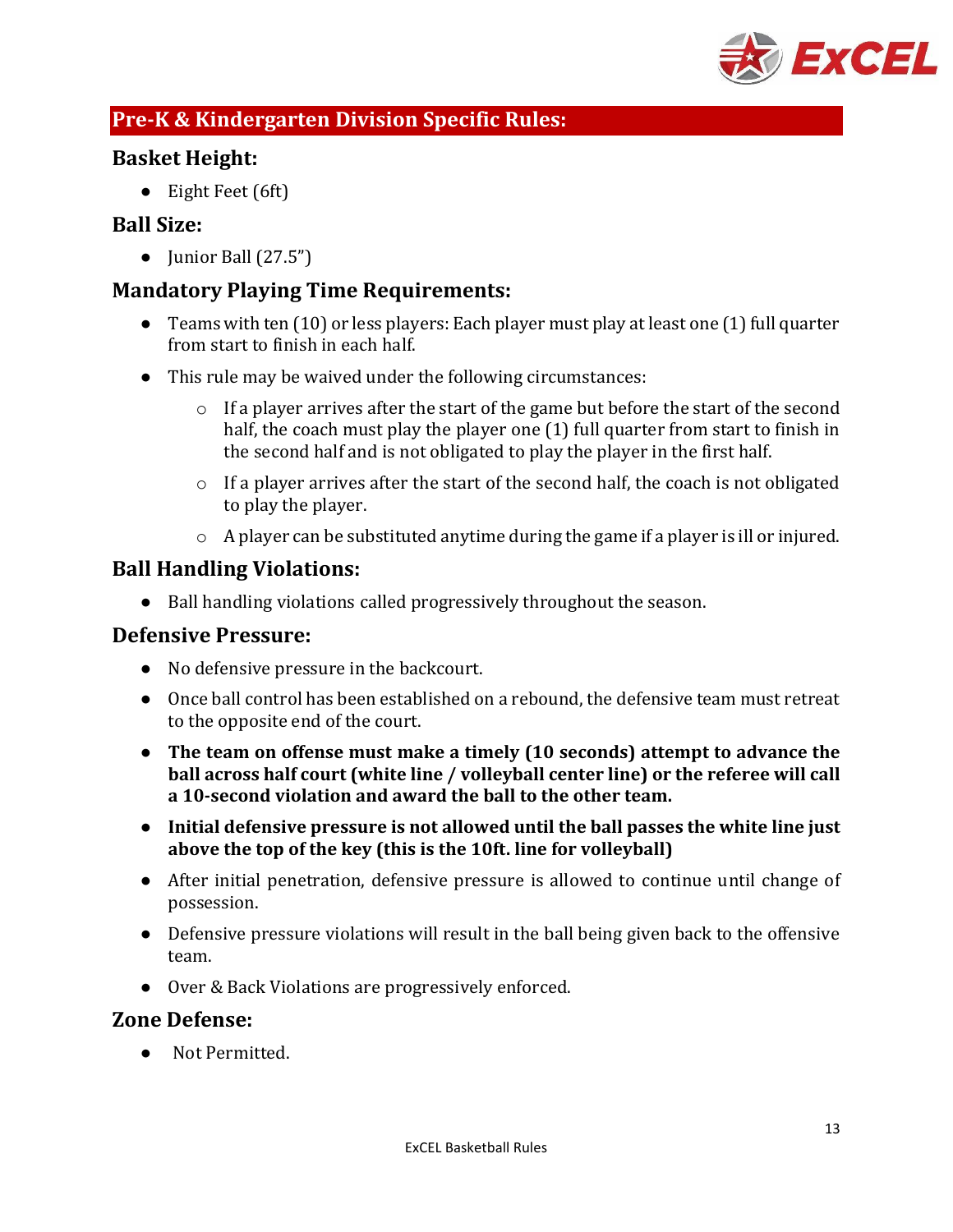## Pre-K & Kindergarten Division Specific Rules:

### Basket Height:

- Eight Feet (6ft)

### Ball Size:

- Junior Ball (27.5")

### Mandatory Playing Time Requirements:

- Teams with ten (10) or less players: Each player must play at least one (1) full quarter from start to finish in each half.
- This rule may be waived under the following circumstances:
  - If a player arrives after the start of the game but before the start of the second half, the coach must play the player one (1) full quarter from start to finish in the second half and is not obligated to play the player in the first half.
  - If a player arrives after the start of the second half, the coach is not obligated to play the player.
  - A player can be substituted anytime during the game if a player is ill or injured.

### Ball Handling Violations:

- Ball handling violations called progressively throughout the season.

### Defensive Pressure:

- No defensive pressure in the backcourt.
- Once ball control has been established on a rebound, the defensive team must retreat to the opposite end of the court.
- **The team on offense must make a timely (10 seconds) attempt to advance the ball across half court (white line / volleyball center line) or the referee will call a 10-second violation and award the ball to the other team.**
- **Initial defensive pressure is not allowed until the ball passes the white line just above the top of the key (this is the 10ft. line for volleyball)**
- After initial penetration, defensive pressure is allowed to continue until change of possession.
- Defensive pressure violations will result in the ball being given back to the offensive team.
- Over & Back Violations are progressively enforced.

### Zone Defense:

- Not Permitted.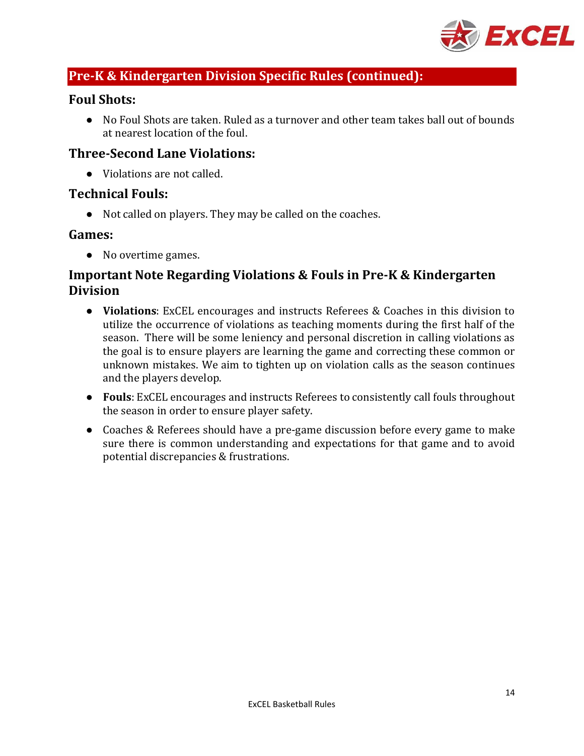## Pre-K & Kindergarten Division Specific Rules (continued):

### Foul Shots:

- No Foul Shots are taken. Ruled as a turnover and other team takes ball out of bounds at nearest location of the foul.

### Three-Second Lane Violations:

- Violations are not called.

### Technical Fouls:

- Not called on players. They may be called on the coaches.

### Games:

- No overtime games.

### Important Note Regarding Violations & Fouls in Pre-K & Kindergarten Division

- **Violations**: ExCEL encourages and instructs Referees & Coaches in this division to utilize the occurrence of violations as teaching moments during the first half of the season. There will be some leniency and personal discretion in calling violations as the goal is to ensure players are learning the game and correcting these common or unknown mistakes. We aim to tighten up on violation calls as the season continues and the players develop.
- **Fouls**: ExCEL encourages and instructs Referees to consistently call fouls throughout the season in order to ensure player safety.
- Coaches & Referees should have a pre-game discussion before every game to make sure there is common understanding and expectations for that game and to avoid potential discrepancies & frustrations.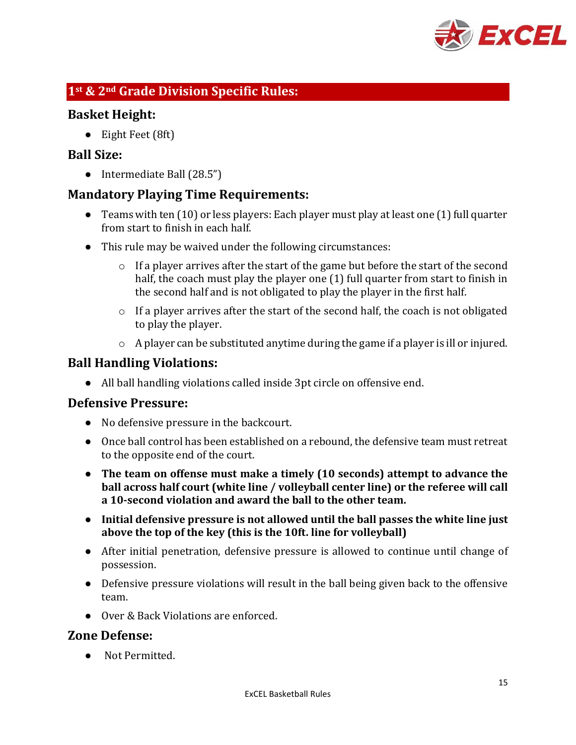## 1st & 2nd Grade Division Specific Rules:

### Basket Height:

- Eight Feet (8ft)

### Ball Size:

- Intermediate Ball (28.5")

### Mandatory Playing Time Requirements:

- Teams with ten (10) or less players: Each player must play at least one (1) full quarter from start to finish in each half.
- This rule may be waived under the following circumstances:
  - If a player arrives after the start of the game but before the start of the second half, the coach must play the player one (1) full quarter from start to finish in the second half and is not obligated to play the player in the first half.
  - If a player arrives after the start of the second half, the coach is not obligated to play the player.
  - A player can be substituted anytime during the game if a player is ill or injured.

### Ball Handling Violations:

- All ball handling violations called inside 3pt circle on offensive end.

### Defensive Pressure:

- No defensive pressure in the backcourt.
- Once ball control has been established on a rebound, the defensive team must retreat to the opposite end of the court.
- **The team on offense must make a timely (10 seconds) attempt to advance the ball across half court (white line / volleyball center line) or the referee will call a 10-second violation and award the ball to the other team.**
- **Initial defensive pressure is not allowed until the ball passes the white line just above the top of the key (this is the 10ft. line for volleyball)**
- After initial penetration, defensive pressure is allowed to continue until change of possession.
- Defensive pressure violations will result in the ball being given back to the offensive team.
- Over & Back Violations are enforced.

### Zone Defense:

- Not Permitted.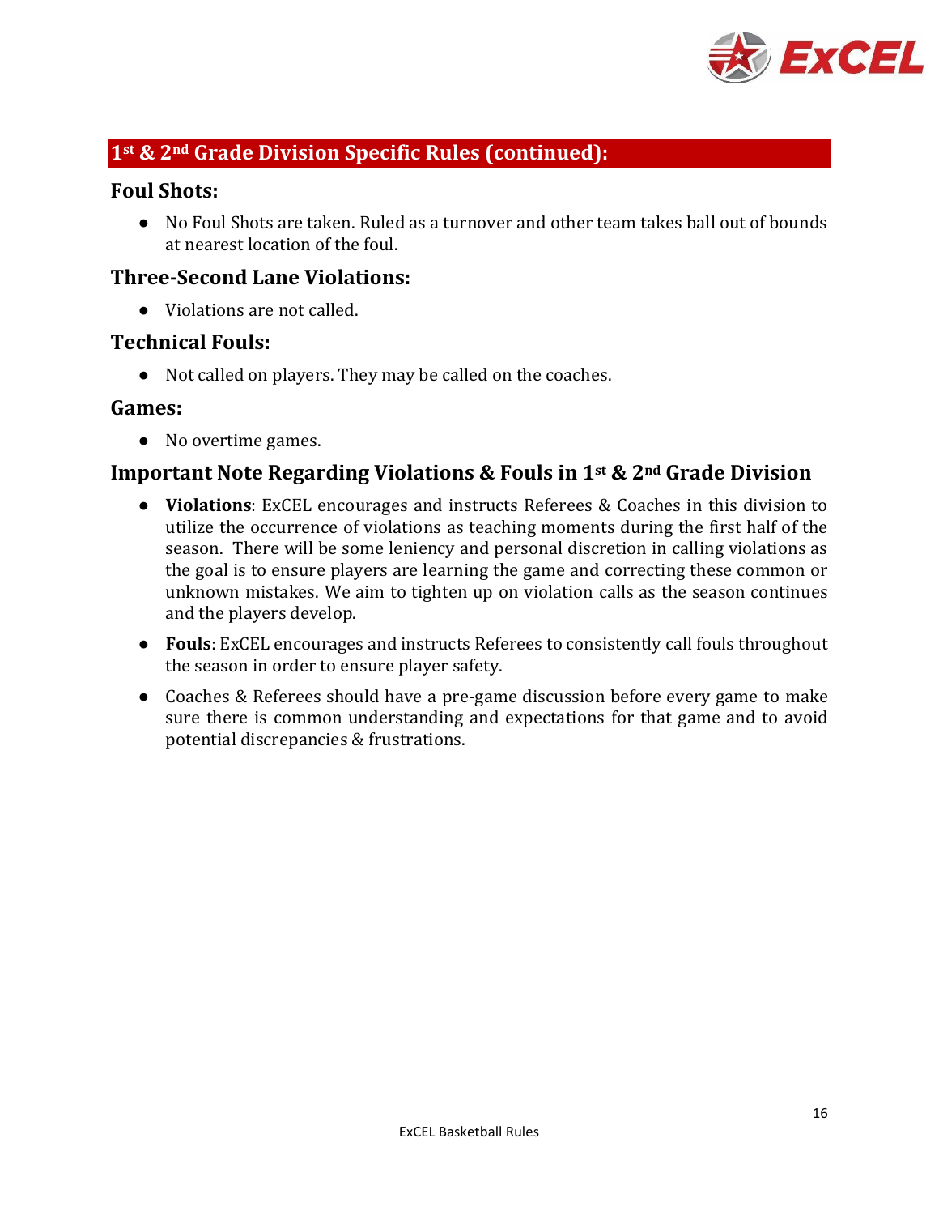## 1st & 2nd Grade Division Specific Rules (continued):

### Foul Shots:

- No Foul Shots are taken. Ruled as a turnover and other team takes ball out of bounds at nearest location of the foul.

### Three-Second Lane Violations:

- Violations are not called.

### Technical Fouls:

- Not called on players. They may be called on the coaches.

### Games:

- No overtime games.

### Important Note Regarding Violations & Fouls in 1st & 2nd Grade Division

- **Violations**: ExCEL encourages and instructs Referees & Coaches in this division to utilize the occurrence of violations as teaching moments during the first half of the season. There will be some leniency and personal discretion in calling violations as the goal is to ensure players are learning the game and correcting these common or unknown mistakes. We aim to tighten up on violation calls as the season continues and the players develop.
- **Fouls**: ExCEL encourages and instructs Referees to consistently call fouls throughout the season in order to ensure player safety.
- Coaches & Referees should have a pre-game discussion before every game to make sure there is common understanding and expectations for that game and to avoid potential discrepancies & frustrations.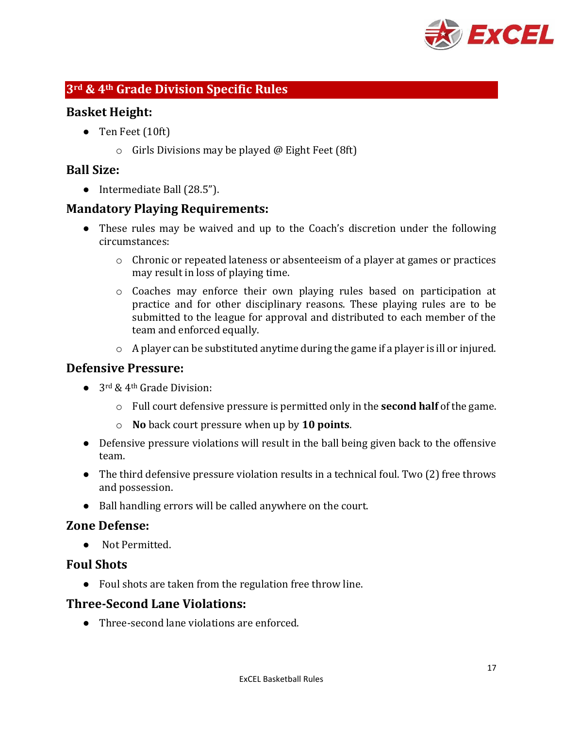## 3rd & 4th Grade Division Specific Rules

### Basket Height:

- Ten Feet (10ft)
  - Girls Divisions may be played @ Eight Feet (8ft)

### Ball Size:

- Intermediate Ball (28.5”).

### Mandatory Playing Requirements:

- These rules may be waived and up to the Coach’s discretion under the following circumstances:
  - Chronic or repeated lateness or absenteeism of a player at games or practices may result in loss of playing time.
  - Coaches may enforce their own playing rules based on participation at practice and for other disciplinary reasons. These playing rules are to be submitted to the league for approval and distributed to each member of the team and enforced equally.
  - A player can be substituted anytime during the game if a player is ill or injured.

### Defensive Pressure:

- 3rd & 4th Grade Division:
  - Full court defensive pressure is permitted only in the **second half** of the game.
  - **No** back court pressure when up by **10 points**.
- Defensive pressure violations will result in the ball being given back to the offensive team.
- The third defensive pressure violation results in a technical foul. Two (2) free throws and possession.
- Ball handling errors will be called anywhere on the court.

### Zone Defense:

- Not Permitted.

### Foul Shots

- Foul shots are taken from the regulation free throw line.

### Three-Second Lane Violations:

- Three-second lane violations are enforced.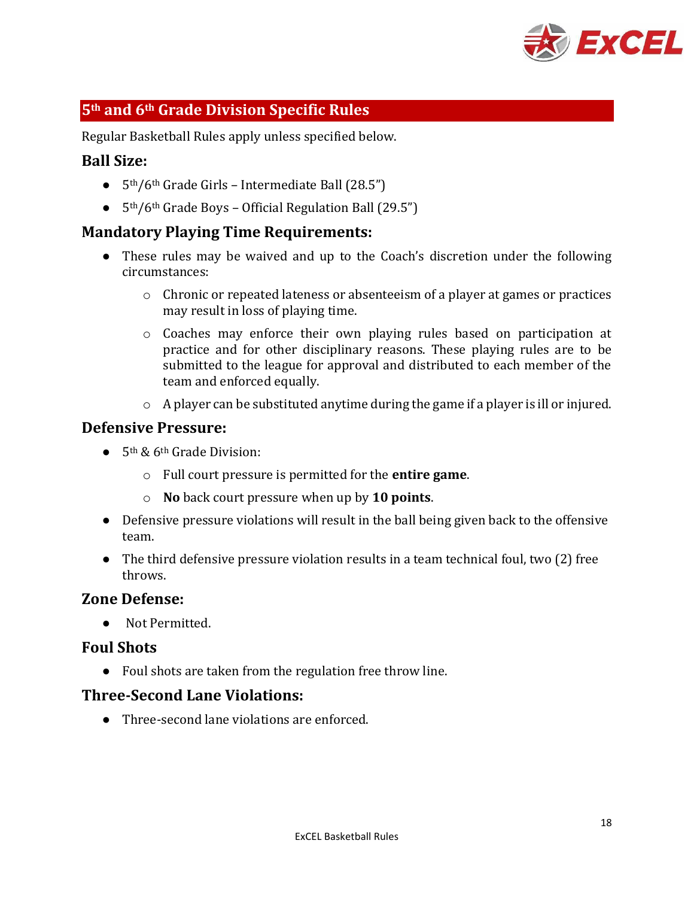## 5th and 6th Grade Division Specific Rules

Regular Basketball Rules apply unless specified below.

### Ball Size:

- 5th/6th Grade Girls – Intermediate Ball (28.5")
- 5th/6th Grade Boys – Official Regulation Ball (29.5")

### Mandatory Playing Time Requirements:

- These rules may be waived and up to the Coach's discretion under the following circumstances:
  - Chronic or repeated lateness or absenteeism of a player at games or practices may result in loss of playing time.
  - Coaches may enforce their own playing rules based on participation at practice and for other disciplinary reasons. These playing rules are to be submitted to the league for approval and distributed to each member of the team and enforced equally.
  - A player can be substituted anytime during the game if a player is ill or injured.

### Defensive Pressure:

- 5th & 6th Grade Division:
  - Full court pressure is permitted for the **entire game**.
  - **No** back court pressure when up by **10 points**.
- Defensive pressure violations will result in the ball being given back to the offensive team.
- The third defensive pressure violation results in a team technical foul, two (2) free throws.

### Zone Defense:

- Not Permitted.

### Foul Shots

- Foul shots are taken from the regulation free throw line.

### Three-Second Lane Violations:

- Three-second lane violations are enforced.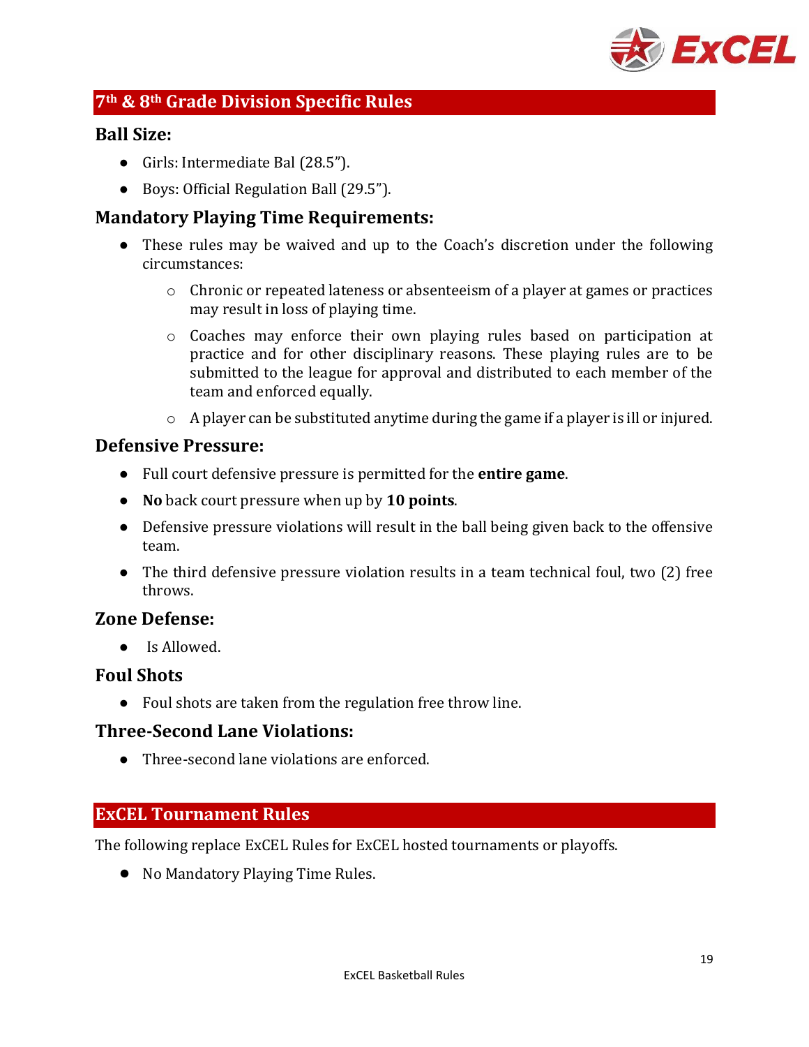## 7th & 8th Grade Division Specific Rules

### Ball Size:

- Girls: Intermediate Bal (28.5").
- Boys: Official Regulation Ball (29.5").

### Mandatory Playing Time Requirements:

- These rules may be waived and up to the Coach's discretion under the following circumstances:
  - Chronic or repeated lateness or absenteeism of a player at games or practices may result in loss of playing time.
  - Coaches may enforce their own playing rules based on participation at practice and for other disciplinary reasons. These playing rules are to be submitted to the league for approval and distributed to each member of the team and enforced equally.
  - A player can be substituted anytime during the game if a player is ill or injured.

### Defensive Pressure:

- Full court defensive pressure is permitted for the **entire game**.
- **No** back court pressure when up by **10 points**.
- Defensive pressure violations will result in the ball being given back to the offensive team.
- The third defensive pressure violation results in a team technical foul, two (2) free throws.

### Zone Defense:

- Is Allowed.

### Foul Shots

- Foul shots are taken from the regulation free throw line.

### Three-Second Lane Violations:

- Three-second lane violations are enforced.

## ExCEL Tournament Rules

The following replace ExCEL Rules for ExCEL hosted tournaments or playoffs.

- No Mandatory Playing Time Rules.